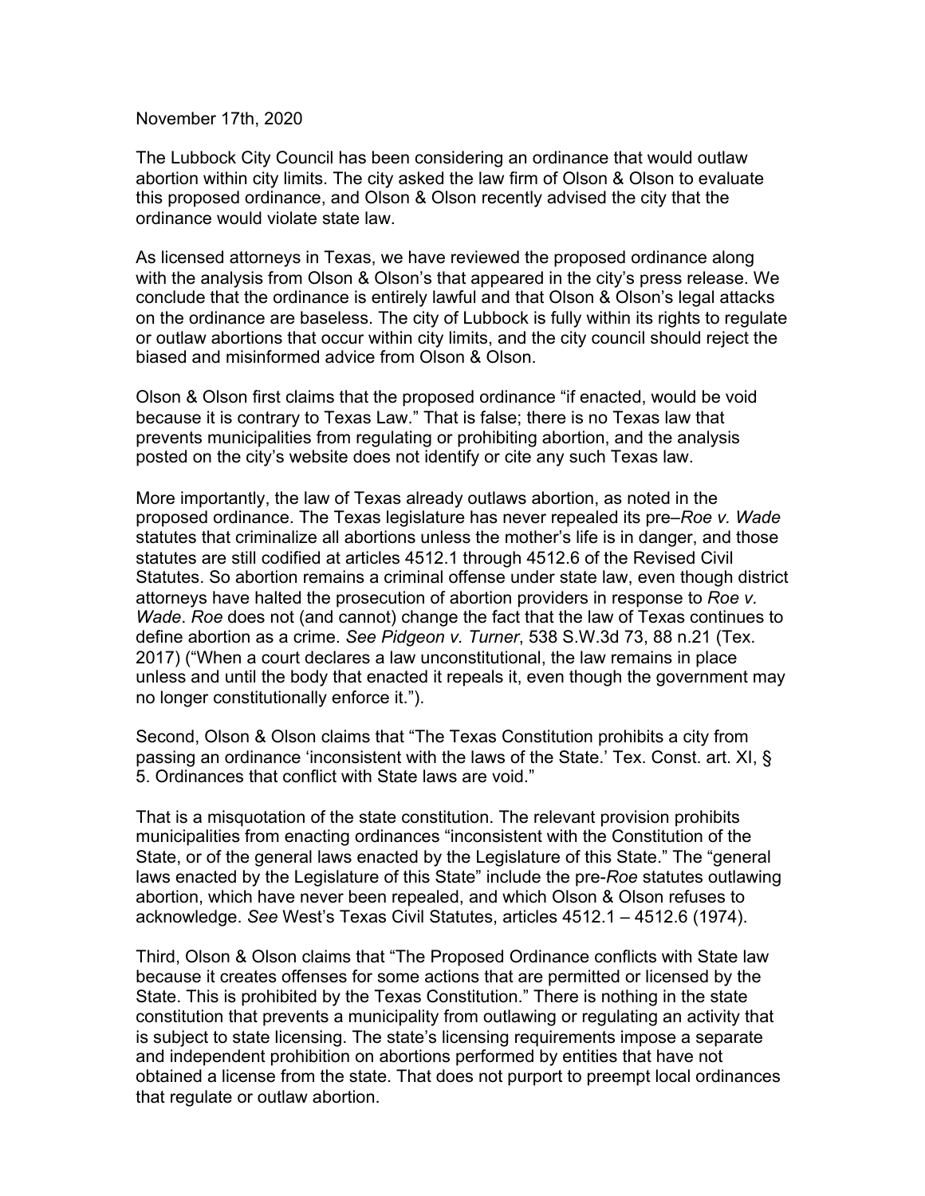November 17th, 2020

The Lubbock City Council has been considering an ordinance that would outlaw abortion within city limits. The city asked the law firm of Olson & Olson to evaluate this proposed ordinance, and Olson & Olson recently advised the city that the ordinance would violate state law.

As licensed attorneys in Texas, we have reviewed the proposed ordinance along with the analysis from Olson & Olson's that appeared in the city's press release. We conclude that the ordinance is entirely lawful and that Olson & Olson's legal attacks on the ordinance are baseless. The city of Lubbock is fully within its rights to regulate or outlaw abortions that occur within city limits, and the city council should reject the biased and misinformed advice from Olson & Olson.

Olson & Olson first claims that the proposed ordinance "if enacted, would be void because it is contrary to Texas Law." That is false; there is no Texas law that prevents municipalities from regulating or prohibiting abortion, and the analysis posted on the city's website does not identify or cite any such Texas law.

More importantly, the law of Texas already outlaws abortion, as noted in the proposed ordinance. The Texas legislature has never repealed its pre–*Roe v. Wade* statutes that criminalize all abortions unless the mother's life is in danger, and those statutes are still codified at articles 4512.1 through 4512.6 of the Revised Civil Statutes. So abortion remains a criminal offense under state law, even though district attorneys have halted the prosecution of abortion providers in response to *Roe v. Wade*. *Roe* does not (and cannot) change the fact that the law of Texas continues to define abortion as a crime. *See Pidgeon v. Turner*, 538 S.W.3d 73, 88 n.21 (Tex. 2017) ("When a court declares a law unconstitutional, the law remains in place unless and until the body that enacted it repeals it, even though the government may no longer constitutionally enforce it.").

Second, Olson & Olson claims that "The Texas Constitution prohibits a city from passing an ordinance 'inconsistent with the laws of the State.' Tex. Const. art. XI, § 5. Ordinances that conflict with State laws are void."

That is a misquotation of the state constitution. The relevant provision prohibits municipalities from enacting ordinances "inconsistent with the Constitution of the State, or of the general laws enacted by the Legislature of this State." The "general laws enacted by the Legislature of this State" include the pre-*Roe* statutes outlawing abortion, which have never been repealed, and which Olson & Olson refuses to acknowledge. *See* West's Texas Civil Statutes, articles 4512.1 – 4512.6 (1974).

Third, Olson & Olson claims that "The Proposed Ordinance conflicts with State law because it creates offenses for some actions that are permitted or licensed by the State. This is prohibited by the Texas Constitution." There is nothing in the state constitution that prevents a municipality from outlawing or regulating an activity that is subject to state licensing. The state's licensing requirements impose a separate and independent prohibition on abortions performed by entities that have not obtained a license from the state. That does not purport to preempt local ordinances that regulate or outlaw abortion.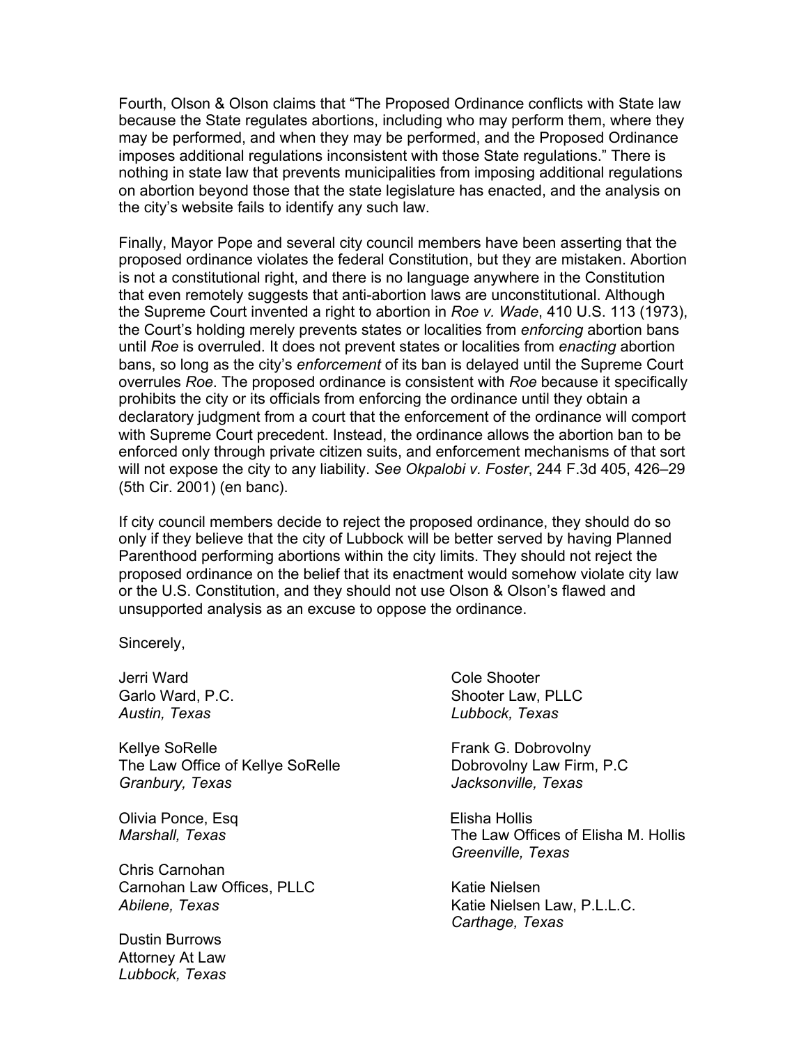Fourth, Olson & Olson claims that "The Proposed Ordinance conflicts with State law because the State regulates abortions, including who may perform them, where they may be performed, and when they may be performed, and the Proposed Ordinance imposes additional regulations inconsistent with those State regulations." There is nothing in state law that prevents municipalities from imposing additional regulations on abortion beyond those that the state legislature has enacted, and the analysis on the city's website fails to identify any such law.

Finally, Mayor Pope and several city council members have been asserting that the proposed ordinance violates the federal Constitution, but they are mistaken. Abortion is not a constitutional right, and there is no language anywhere in the Constitution that even remotely suggests that anti-abortion laws are unconstitutional. Although the Supreme Court invented a right to abortion in *Roe v. Wade*, 410 U.S. 113 (1973), the Court's holding merely prevents states or localities from *enforcing* abortion bans until *Roe* is overruled. It does not prevent states or localities from *enacting* abortion bans, so long as the city's *enforcement* of its ban is delayed until the Supreme Court overrules *Roe*. The proposed ordinance is consistent with *Roe* because it specifically prohibits the city or its officials from enforcing the ordinance until they obtain a declaratory judgment from a court that the enforcement of the ordinance will comport with Supreme Court precedent. Instead, the ordinance allows the abortion ban to be enforced only through private citizen suits, and enforcement mechanisms of that sort will not expose the city to any liability. *See Okpalobi v. Foster*, 244 F.3d 405, 426–29 (5th Cir. 2001) (en banc).

If city council members decide to reject the proposed ordinance, they should do so only if they believe that the city of Lubbock will be better served by having Planned Parenthood performing abortions within the city limits. They should not reject the proposed ordinance on the belief that its enactment would somehow violate city law or the U.S. Constitution, and they should not use Olson & Olson's flawed and unsupported analysis as an excuse to oppose the ordinance.

Sincerely,

Jerri Ward
Garlo Ward, P.C.
*Austin, Texas*

Kellye SoRelle
The Law Office of Kellye SoRelle
*Granbury, Texas*

Olivia Ponce, Esq
*Marshall, Texas*

Chris Carnohan
Carnohan Law Offices, PLLC
*Abilene, Texas*

Dustin Burrows
Attorney At Law
*Lubbock, Texas*

Cole Shooter
Shooter Law, PLLC
*Lubbock, Texas*

Frank G. Dobrovolny
Dobrovolny Law Firm, P.C
*Jacksonville, Texas*

Elisha Hollis
The Law Offices of Elisha M. Hollis
*Greenville, Texas*

Katie Nielsen
Katie Nielsen Law, P.L.L.C.
*Carthage, Texas*